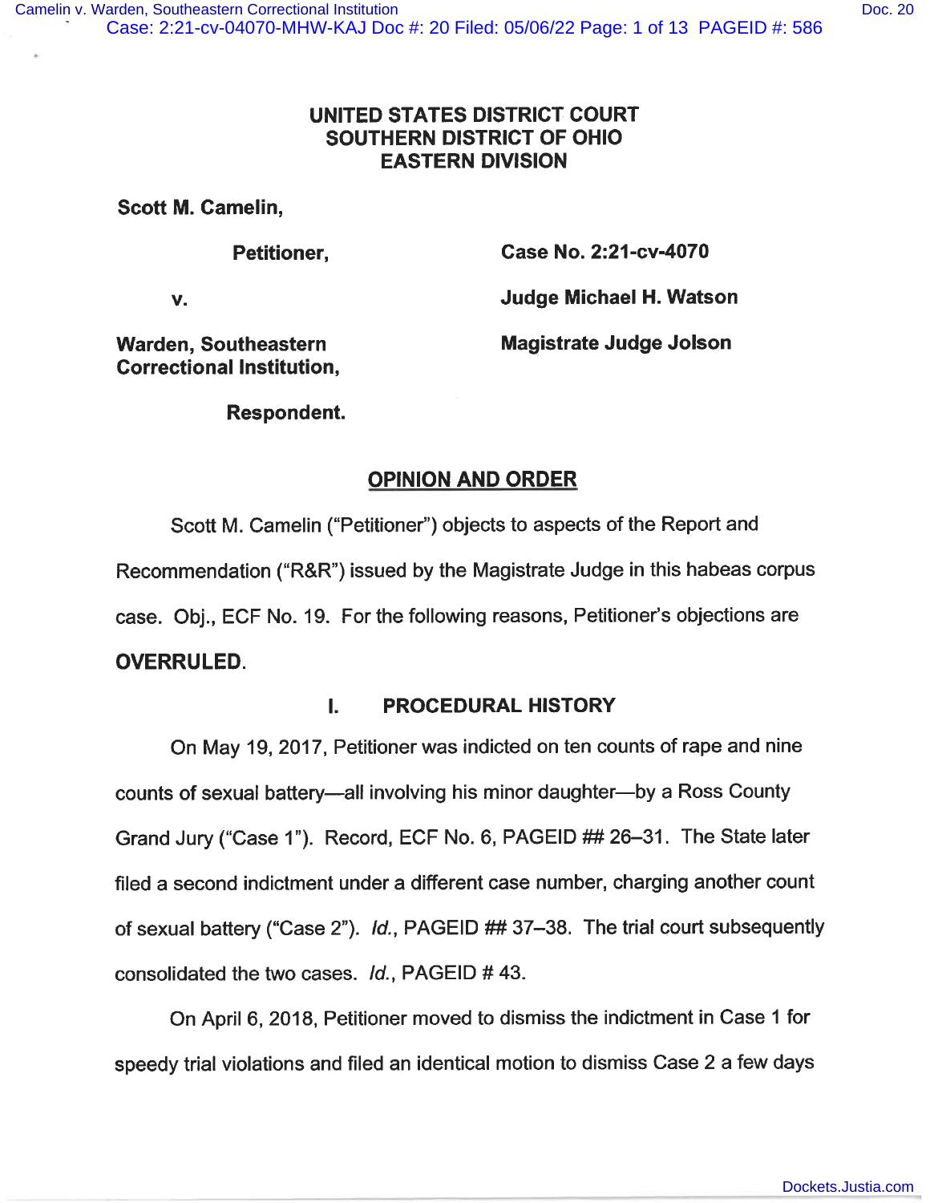# UNITED STATES DISTRICT COURT
# SOUTHERN DISTRICT OF OHIO
# EASTERN DIVISION

**Scott M. Camelin,**

**Petitioner,**

**v.**

**Warden, Southeastern Correctional Institution,**

**Respondent.**

**Case No. 2:21-cv-4070**

**Judge Michael H. Watson**

**Magistrate Judge Jolson**

## OPINION AND ORDER

Scott M. Camelin ("Petitioner") objects to aspects of the Report and Recommendation ("R&R") issued by the Magistrate Judge in this habeas corpus case. Obj., ECF No. 19. For the following reasons, Petitioner's objections are **OVERRULED**.

### I. PROCEDURAL HISTORY

On May 19, 2017, Petitioner was indicted on ten counts of rape and nine counts of sexual battery—all involving his minor daughter—by a Ross County Grand Jury ("Case 1"). Record, ECF No. 6, PAGEID ## 26–31. The State later filed a second indictment under a different case number, charging another count of sexual battery ("Case 2"). *Id.*, PAGEID ## 37–38. The trial court subsequently consolidated the two cases. *Id.*, PAGEID # 43.

On April 6, 2018, Petitioner moved to dismiss the indictment in Case 1 for speedy trial violations and filed an identical motion to dismiss Case 2 a few days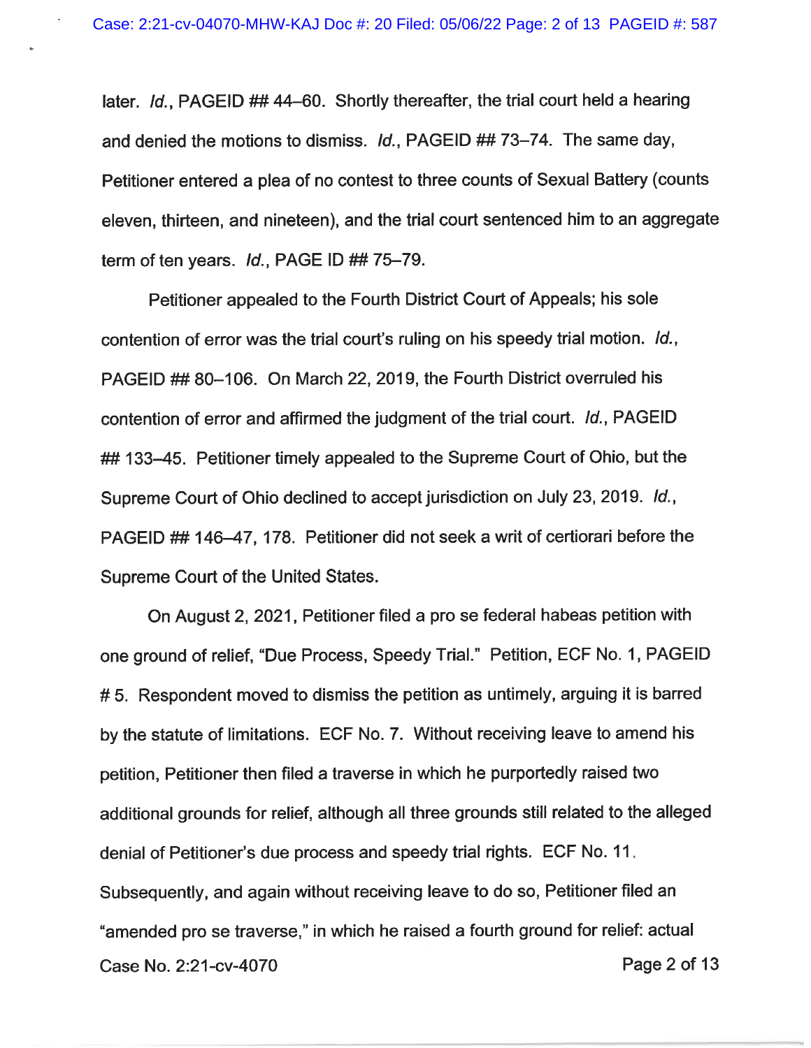later. *Id.*, PAGEID ## 44–60. Shortly thereafter, the trial court held a hearing and denied the motions to dismiss. *Id.*, PAGEID ## 73–74. The same day, Petitioner entered a plea of no contest to three counts of Sexual Battery (counts eleven, thirteen, and nineteen), and the trial court sentenced him to an aggregate term of ten years. *Id.*, PAGE ID ## 75–79.

Petitioner appealed to the Fourth District Court of Appeals; his sole contention of error was the trial court's ruling on his speedy trial motion. *Id.*, PAGEID ## 80–106. On March 22, 2019, the Fourth District overruled his contention of error and affirmed the judgment of the trial court. *Id.*, PAGEID ## 133–45. Petitioner timely appealed to the Supreme Court of Ohio, but the Supreme Court of Ohio declined to accept jurisdiction on July 23, 2019. *Id.*, PAGEID ## 146–47, 178. Petitioner did not seek a writ of certiorari before the Supreme Court of the United States.

On August 2, 2021, Petitioner filed a pro se federal habeas petition with one ground of relief, "Due Process, Speedy Trial." Petition, ECF No. 1, PAGEID # 5. Respondent moved to dismiss the petition as untimely, arguing it is barred by the statute of limitations. ECF No. 7. Without receiving leave to amend his petition, Petitioner then filed a traverse in which he purportedly raised two additional grounds for relief, although all three grounds still related to the alleged denial of Petitioner's due process and speedy trial rights. ECF No. 11. Subsequently, and again without receiving leave to do so, Petitioner filed an "amended pro se traverse," in which he raised a fourth ground for relief: actual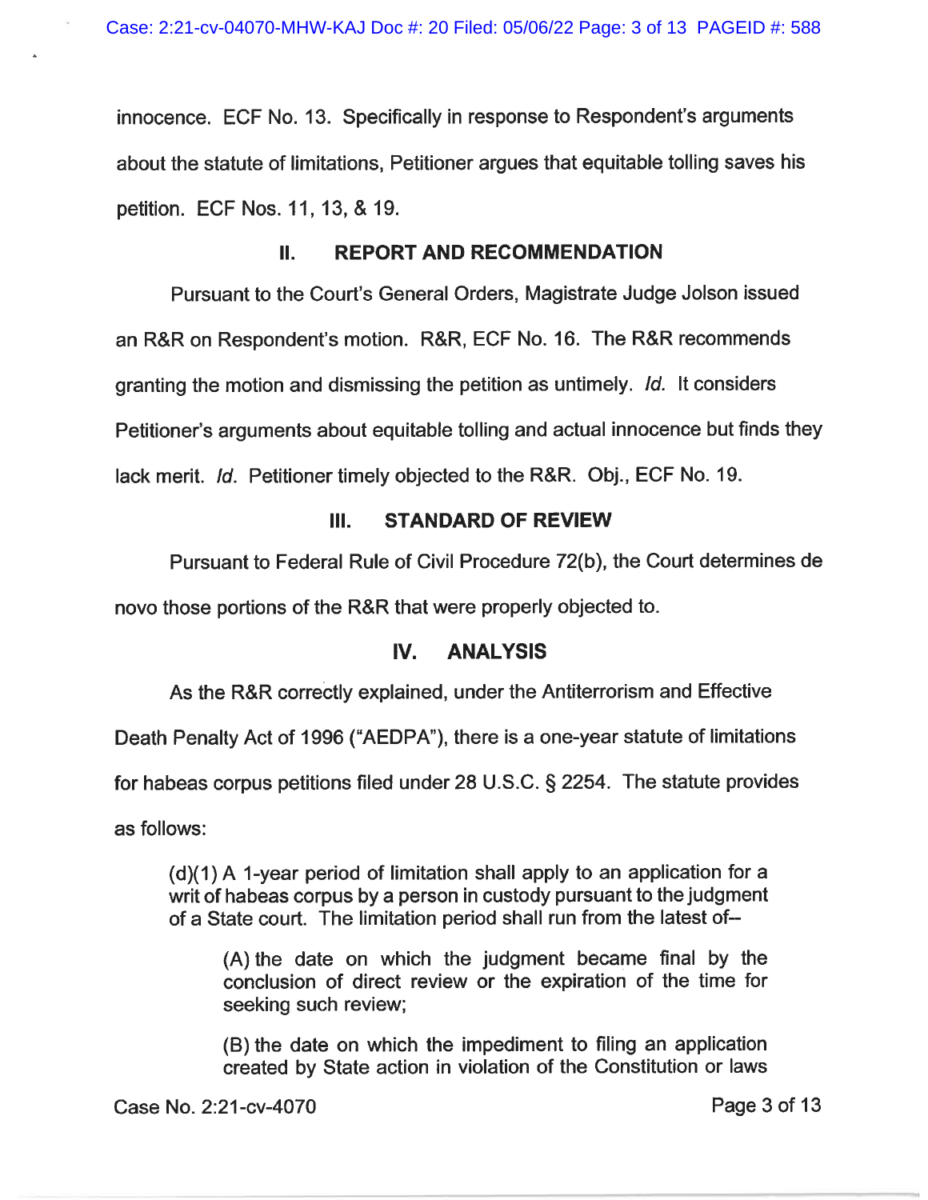innocence. ECF No. 13. Specifically in response to Respondent's arguments about the statute of limitations, Petitioner argues that equitable tolling saves his petition. ECF Nos. 11, 13, & 19.

## II. REPORT AND RECOMMENDATION

Pursuant to the Court's General Orders, Magistrate Judge Jolson issued an R&R on Respondent's motion. R&R, ECF No. 16. The R&R recommends granting the motion and dismissing the petition as untimely. *Id.* It considers Petitioner's arguments about equitable tolling and actual innocence but finds they lack merit. *Id.* Petitioner timely objected to the R&R. Obj., ECF No. 19.

## III. STANDARD OF REVIEW

Pursuant to Federal Rule of Civil Procedure 72(b), the Court determines de novo those portions of the R&R that were properly objected to.

## IV. ANALYSIS

As the R&R correctly explained, under the Antiterrorism and Effective Death Penalty Act of 1996 ("AEDPA"), there is a one-year statute of limitations for habeas corpus petitions filed under 28 U.S.C. § 2254. The statute provides as follows:

> (d)(1) A 1-year period of limitation shall apply to an application for a writ of habeas corpus by a person in custody pursuant to the judgment of a State court. The limitation period shall run from the latest of--
>
> > (A) the date on which the judgment became final by the conclusion of direct review or the expiration of the time for seeking such review;
> >
> > (B) the date on which the impediment to filing an application created by State action in violation of the Constitution or laws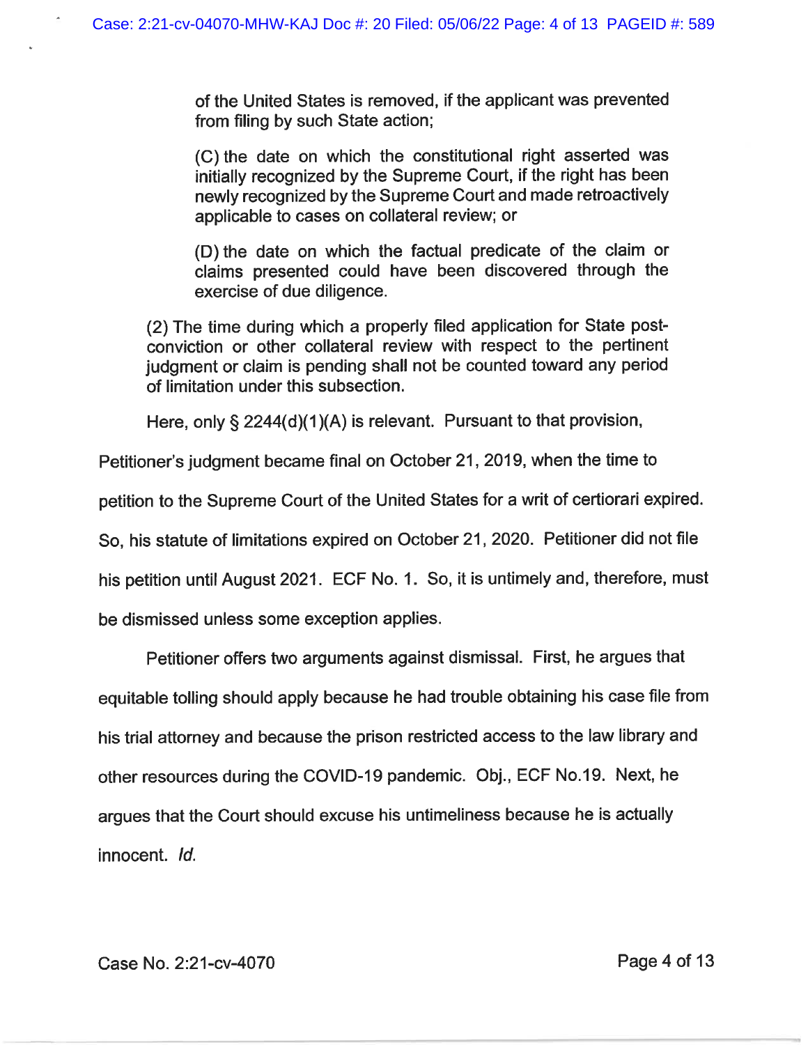of the United States is removed, if the applicant was prevented from filing by such State action;

(C) the date on which the constitutional right asserted was initially recognized by the Supreme Court, if the right has been newly recognized by the Supreme Court and made retroactively applicable to cases on collateral review; or

(D) the date on which the factual predicate of the claim or claims presented could have been discovered through the exercise of due diligence.

(2) The time during which a properly filed application for State post-conviction or other collateral review with respect to the pertinent judgment or claim is pending shall not be counted toward any period of limitation under this subsection.

Here, only § 2244(d)(1)(A) is relevant. Pursuant to that provision, Petitioner's judgment became final on October 21, 2019, when the time to petition to the Supreme Court of the United States for a writ of certiorari expired. So, his statute of limitations expired on October 21, 2020. Petitioner did not file his petition until August 2021. ECF No. 1. So, it is untimely and, therefore, must be dismissed unless some exception applies.

Petitioner offers two arguments against dismissal. First, he argues that equitable tolling should apply because he had trouble obtaining his case file from his trial attorney and because the prison restricted access to the law library and other resources during the COVID-19 pandemic. Obj., ECF No.19. Next, he argues that the Court should excuse his untimeliness because he is actually innocent. *Id.*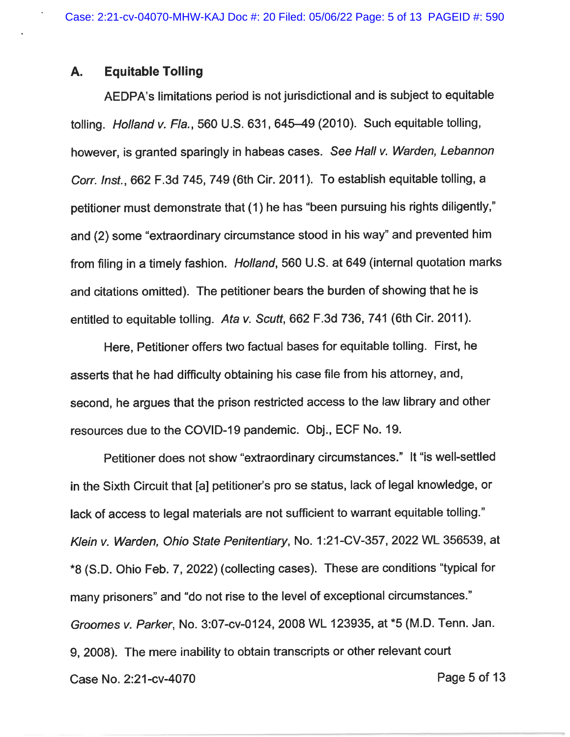### A. Equitable Tolling

AEDPA's limitations period is not jurisdictional and is subject to equitable tolling. *Holland v. Fla.*, 560 U.S. 631, 645–49 (2010). Such equitable tolling, however, is granted sparingly in habeas cases. *See Hall v. Warden, Lebannon Corr. Inst.*, 662 F.3d 745, 749 (6th Cir. 2011). To establish equitable tolling, a petitioner must demonstrate that (1) he has "been pursuing his rights diligently," and (2) some "extraordinary circumstance stood in his way" and prevented him from filing in a timely fashion. *Holland*, 560 U.S. at 649 (internal quotation marks and citations omitted). The petitioner bears the burden of showing that he is entitled to equitable tolling. *Ata v. Scutt*, 662 F.3d 736, 741 (6th Cir. 2011).

Here, Petitioner offers two factual bases for equitable tolling. First, he asserts that he had difficulty obtaining his case file from his attorney, and, second, he argues that the prison restricted access to the law library and other resources due to the COVID-19 pandemic. Obj., ECF No. 19.

Petitioner does not show "extraordinary circumstances." It "is well-settled in the Sixth Circuit that [a] petitioner's pro se status, lack of legal knowledge, or lack of access to legal materials are not sufficient to warrant equitable tolling." *Klein v. Warden, Ohio State Penitentiary*, No. 1:21-CV-357, 2022 WL 356539, at *8 (S.D. Ohio Feb. 7, 2022) (collecting cases). These are conditions "typical for many prisoners" and "do not rise to the level of exceptional circumstances." *Groomes v. Parker*, No. 3:07-cv-0124, 2008 WL 123935, at *5 (M.D. Tenn. Jan. 9, 2008). The mere inability to obtain transcripts or other relevant court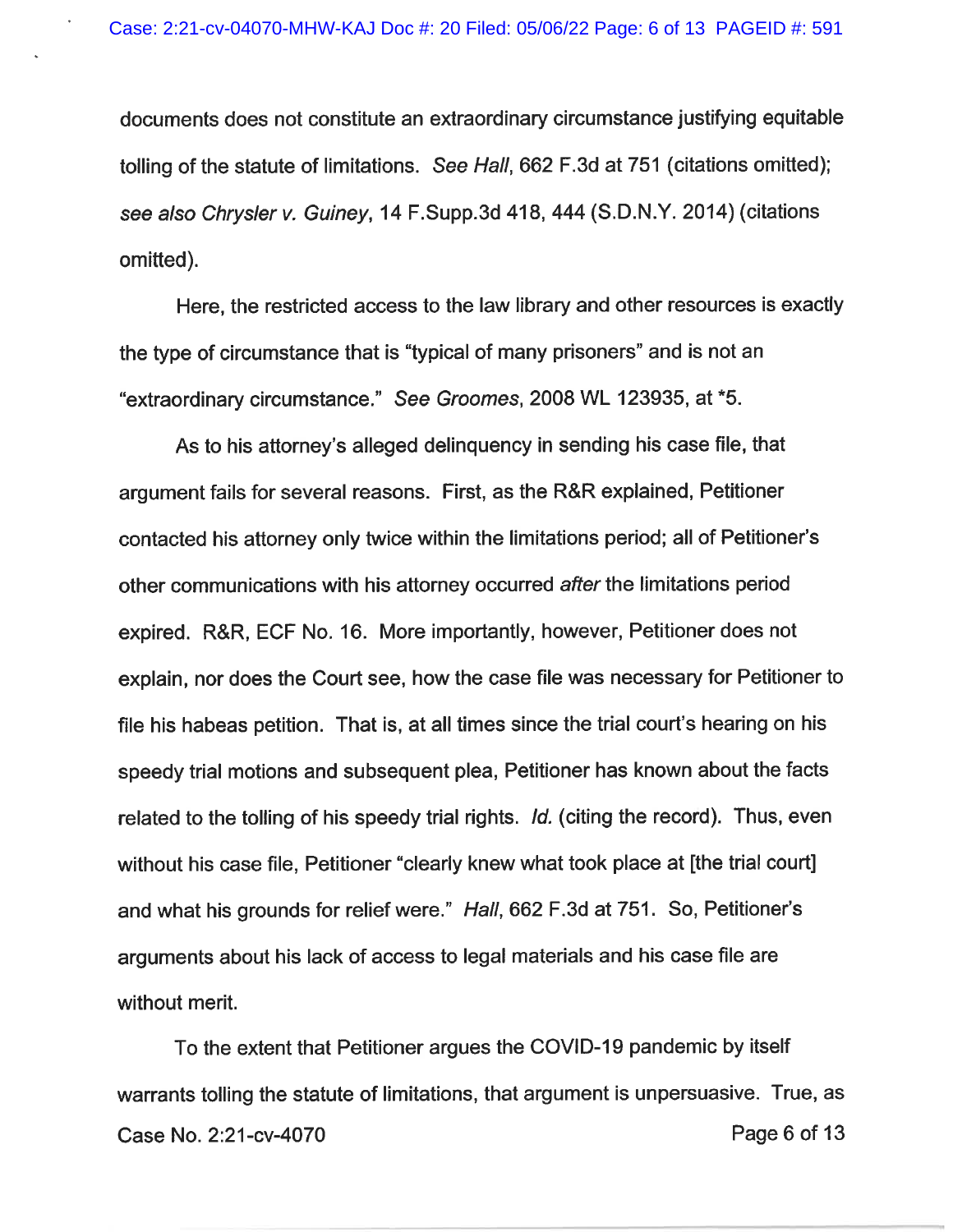documents does not constitute an extraordinary circumstance justifying equitable tolling of the statute of limitations. *See Hall*, 662 F.3d at 751 (citations omitted); *see also Chrysler v. Guiney*, 14 F.Supp.3d 418, 444 (S.D.N.Y. 2014) (citations omitted).

Here, the restricted access to the law library and other resources is exactly the type of circumstance that is "typical of many prisoners" and is not an "extraordinary circumstance." *See Groomes*, 2008 WL 123935, at *5.

As to his attorney's alleged delinquency in sending his case file, that argument fails for several reasons. First, as the R&R explained, Petitioner contacted his attorney only twice within the limitations period; all of Petitioner's other communications with his attorney occurred *after* the limitations period expired. R&R, ECF No. 16. More importantly, however, Petitioner does not explain, nor does the Court see, how the case file was necessary for Petitioner to file his habeas petition. That is, at all times since the trial court's hearing on his speedy trial motions and subsequent plea, Petitioner has known about the facts related to the tolling of his speedy trial rights. *Id.* (citing the record). Thus, even without his case file, Petitioner "clearly knew what took place at [the trial court] and what his grounds for relief were." *Hall*, 662 F.3d at 751. So, Petitioner's arguments about his lack of access to legal materials and his case file are without merit.

To the extent that Petitioner argues the COVID-19 pandemic by itself warrants tolling the statute of limitations, that argument is unpersuasive. True, as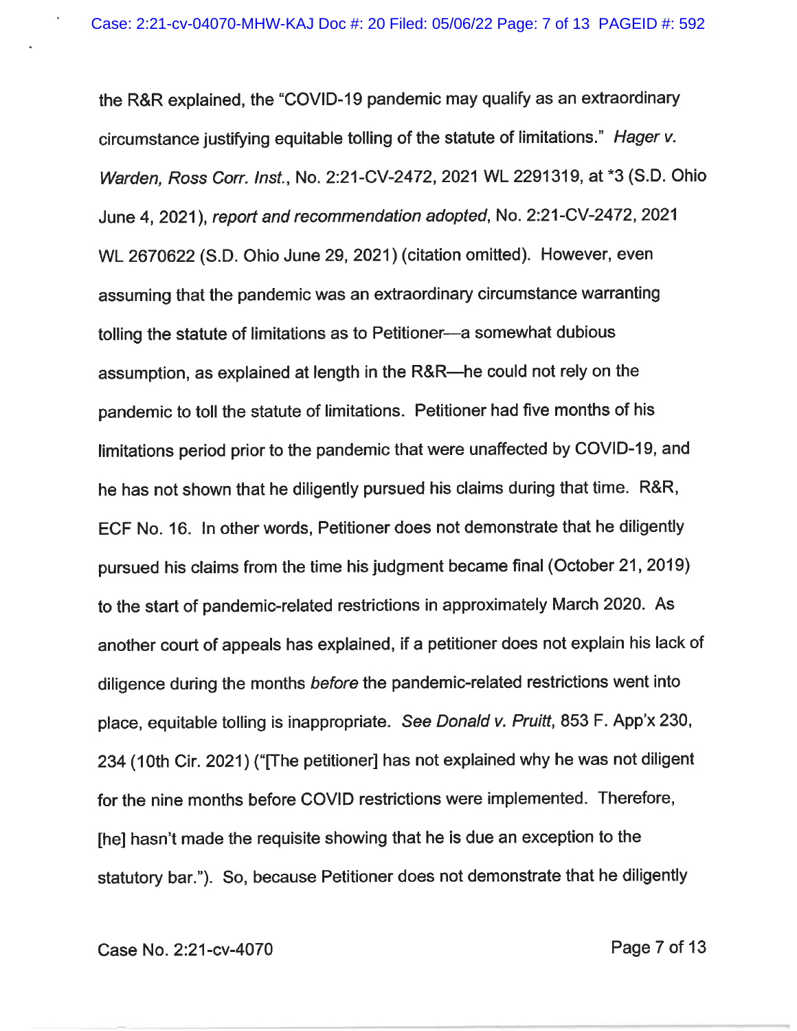the R&R explained, the "COVID-19 pandemic may qualify as an extraordinary circumstance justifying equitable tolling of the statute of limitations." *Hager v. Warden, Ross Corr. Inst.*, No. 2:21-CV-2472, 2021 WL 2291319, at *3 (S.D. Ohio June 4, 2021), *report and recommendation adopted*, No. 2:21-CV-2472, 2021 WL 2670622 (S.D. Ohio June 29, 2021) (citation omitted). However, even assuming that the pandemic was an extraordinary circumstance warranting tolling the statute of limitations as to Petitioner—a somewhat dubious assumption, as explained at length in the R&R—he could not rely on the pandemic to toll the statute of limitations. Petitioner had five months of his limitations period prior to the pandemic that were unaffected by COVID-19, and he has not shown that he diligently pursued his claims during that time. R&R, ECF No. 16. In other words, Petitioner does not demonstrate that he diligently pursued his claims from the time his judgment became final (October 21, 2019) to the start of pandemic-related restrictions in approximately March 2020. As another court of appeals has explained, if a petitioner does not explain his lack of diligence during the months *before* the pandemic-related restrictions went into place, equitable tolling is inappropriate. *See Donald v. Pruitt*, 853 F. App'x 230, 234 (10th Cir. 2021) ("[The petitioner] has not explained why he was not diligent for the nine months before COVID restrictions were implemented. Therefore, [he] hasn't made the requisite showing that he is due an exception to the statutory bar."). So, because Petitioner does not demonstrate that he diligently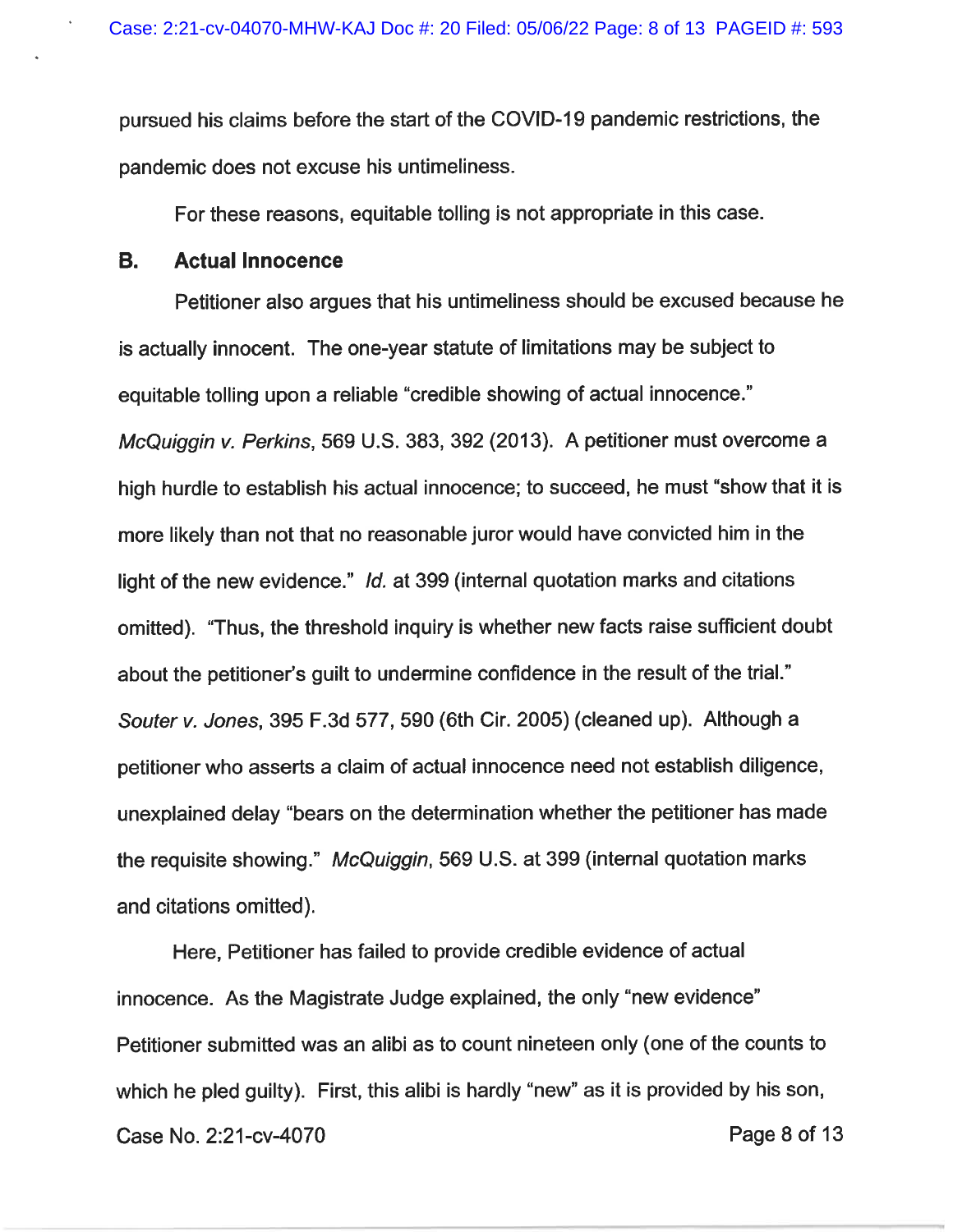pursued his claims before the start of the COVID-19 pandemic restrictions, the pandemic does not excuse his untimeliness.

For these reasons, equitable tolling is not appropriate in this case.

## B. Actual Innocence

Petitioner also argues that his untimeliness should be excused because he is actually innocent. The one-year statute of limitations may be subject to equitable tolling upon a reliable "credible showing of actual innocence." *McQuiggin v. Perkins*, 569 U.S. 383, 392 (2013). A petitioner must overcome a high hurdle to establish his actual innocence; to succeed, he must "show that it is more likely than not that no reasonable juror would have convicted him in the light of the new evidence." *Id.* at 399 (internal quotation marks and citations omitted). "Thus, the threshold inquiry is whether new facts raise sufficient doubt about the petitioner's guilt to undermine confidence in the result of the trial." *Souter v. Jones*, 395 F.3d 577, 590 (6th Cir. 2005) (cleaned up). Although a petitioner who asserts a claim of actual innocence need not establish diligence, unexplained delay "bears on the determination whether the petitioner has made the requisite showing." *McQuiggin*, 569 U.S. at 399 (internal quotation marks and citations omitted).

Here, Petitioner has failed to provide credible evidence of actual innocence. As the Magistrate Judge explained, the only "new evidence" Petitioner submitted was an alibi as to count nineteen only (one of the counts to which he pled guilty). First, this alibi is hardly "new" as it is provided by his son,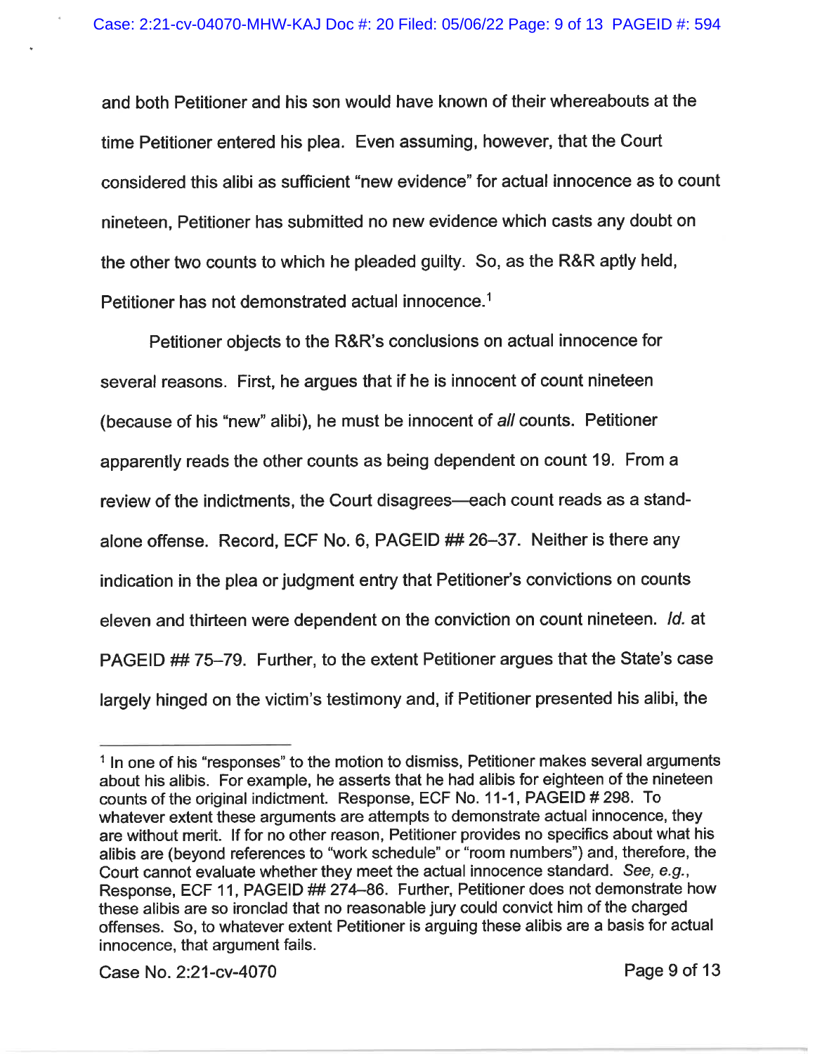and both Petitioner and his son would have known of their whereabouts at the time Petitioner entered his plea. Even assuming, however, that the Court considered this alibi as sufficient "new evidence" for actual innocence as to count nineteen, Petitioner has submitted no new evidence which casts any doubt on the other two counts to which he pleaded guilty. So, as the R&R aptly held, Petitioner has not demonstrated actual innocence.[1]

Petitioner objects to the R&R's conclusions on actual innocence for several reasons. First, he argues that if he is innocent of count nineteen (because of his "new" alibi), he must be innocent of *all* counts. Petitioner apparently reads the other counts as being dependent on count 19. From a review of the indictments, the Court disagrees—each count reads as a stand-alone offense. Record, ECF No. 6, PAGEID ## 26–37. Neither is there any indication in the plea or judgment entry that Petitioner's convictions on counts eleven and thirteen were dependent on the conviction on count nineteen. *Id.* at PAGEID ## 75–79. Further, to the extent Petitioner argues that the State's case largely hinged on the victim's testimony and, if Petitioner presented his alibi, the

---

[1] In one of his "responses" to the motion to dismiss, Petitioner makes several arguments about his alibis. For example, he asserts that he had alibis for eighteen of the nineteen counts of the original indictment. Response, ECF No. 11-1, PAGEID # 298. To whatever extent these arguments are attempts to demonstrate actual innocence, they are without merit. If for no other reason, Petitioner provides no specifics about what his alibis are (beyond references to "work schedule" or "room numbers") and, therefore, the Court cannot evaluate whether they meet the actual innocence standard. *See, e.g.*, Response, ECF 11, PAGEID ## 274–86. Further, Petitioner does not demonstrate how these alibis are so ironclad that no reasonable jury could convict him of the charged offenses. So, to whatever extent Petitioner is arguing these alibis are a basis for actual innocence, that argument fails.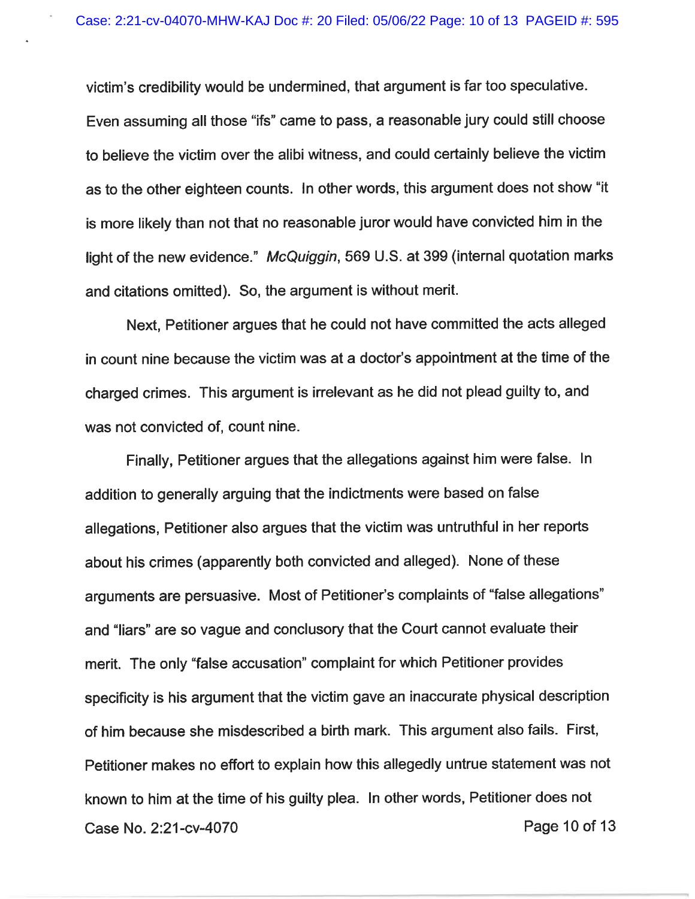victim's credibility would be undermined, that argument is far too speculative. Even assuming all those "ifs" came to pass, a reasonable jury could still choose to believe the victim over the alibi witness, and could certainly believe the victim as to the other eighteen counts. In other words, this argument does not show "it is more likely than not that no reasonable juror would have convicted him in the light of the new evidence." *McQuiggin*, 569 U.S. at 399 (internal quotation marks and citations omitted). So, the argument is without merit.

Next, Petitioner argues that he could not have committed the acts alleged in count nine because the victim was at a doctor's appointment at the time of the charged crimes. This argument is irrelevant as he did not plead guilty to, and was not convicted of, count nine.

Finally, Petitioner argues that the allegations against him were false. In addition to generally arguing that the indictments were based on false allegations, Petitioner also argues that the victim was untruthful in her reports about his crimes (apparently both convicted and alleged). None of these arguments are persuasive. Most of Petitioner's complaints of "false allegations" and "liars" are so vague and conclusory that the Court cannot evaluate their merit. The only "false accusation" complaint for which Petitioner provides specificity is his argument that the victim gave an inaccurate physical description of him because she misdescribed a birth mark. This argument also fails. First, Petitioner makes no effort to explain how this allegedly untrue statement was not known to him at the time of his guilty plea. In other words, Petitioner does not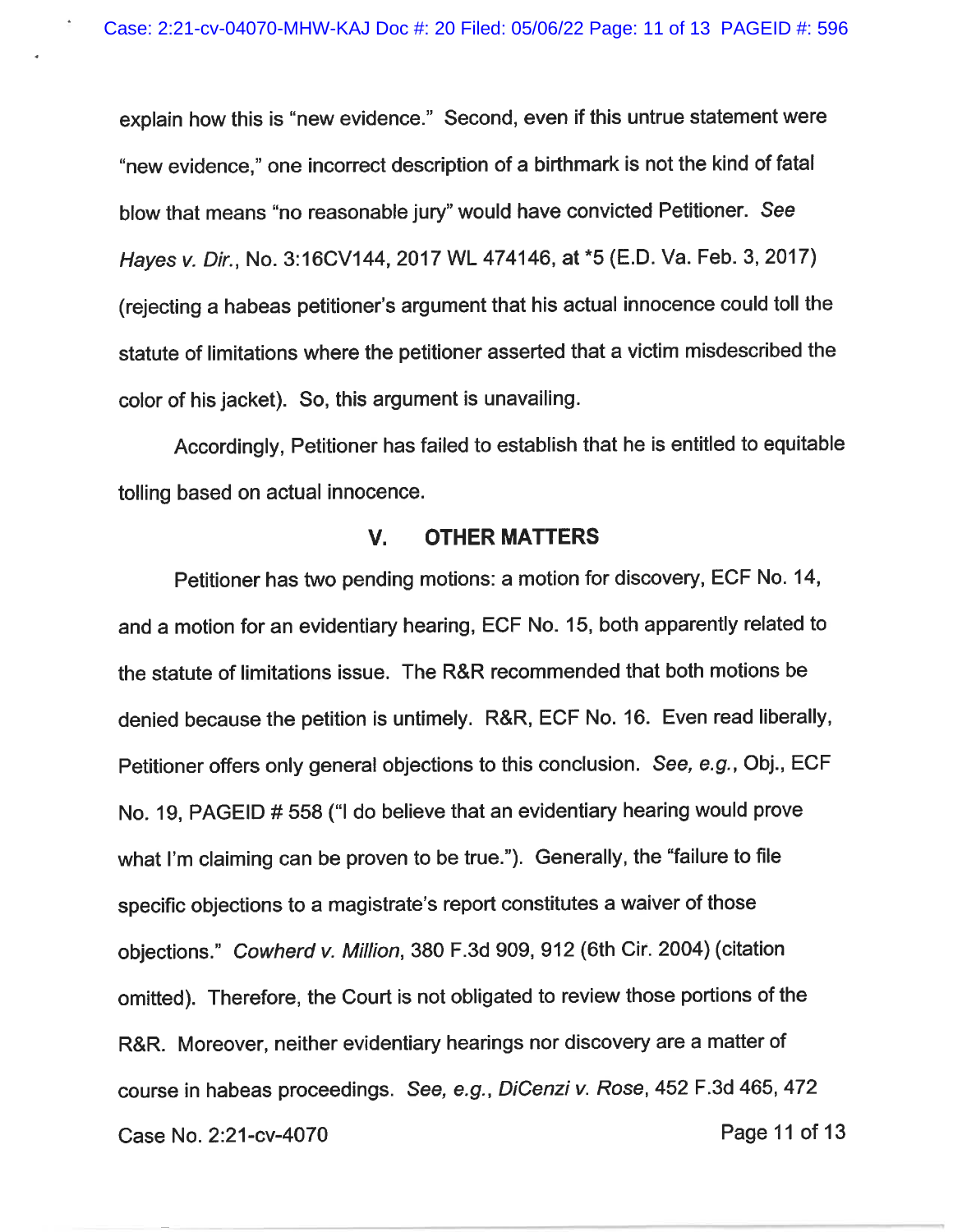explain how this is "new evidence." Second, even if this untrue statement were "new evidence," one incorrect description of a birthmark is not the kind of fatal blow that means "no reasonable jury" would have convicted Petitioner. *See Hayes v. Dir.*, No. 3:16CV144, 2017 WL 474146, at *5 (E.D. Va. Feb. 3, 2017) (rejecting a habeas petitioner's argument that his actual innocence could toll the statute of limitations where the petitioner asserted that a victim misdescribed the color of his jacket). So, this argument is unavailing.

Accordingly, Petitioner has failed to establish that he is entitled to equitable tolling based on actual innocence.

## V. OTHER MATTERS

Petitioner has two pending motions: a motion for discovery, ECF No. 14, and a motion for an evidentiary hearing, ECF No. 15, both apparently related to the statute of limitations issue. The R&R recommended that both motions be denied because the petition is untimely. R&R, ECF No. 16. Even read liberally, Petitioner offers only general objections to this conclusion. *See, e.g.*, Obj., ECF No. 19, PAGEID # 558 ("I do believe that an evidentiary hearing would prove what I'm claiming can be proven to be true."). Generally, the "failure to file specific objections to a magistrate's report constitutes a waiver of those objections." *Cowherd v. Million*, 380 F.3d 909, 912 (6th Cir. 2004) (citation omitted). Therefore, the Court is not obligated to review those portions of the R&R. Moreover, neither evidentiary hearings nor discovery are a matter of course in habeas proceedings. *See, e.g., DiCenzi v. Rose*, 452 F.3d 465, 472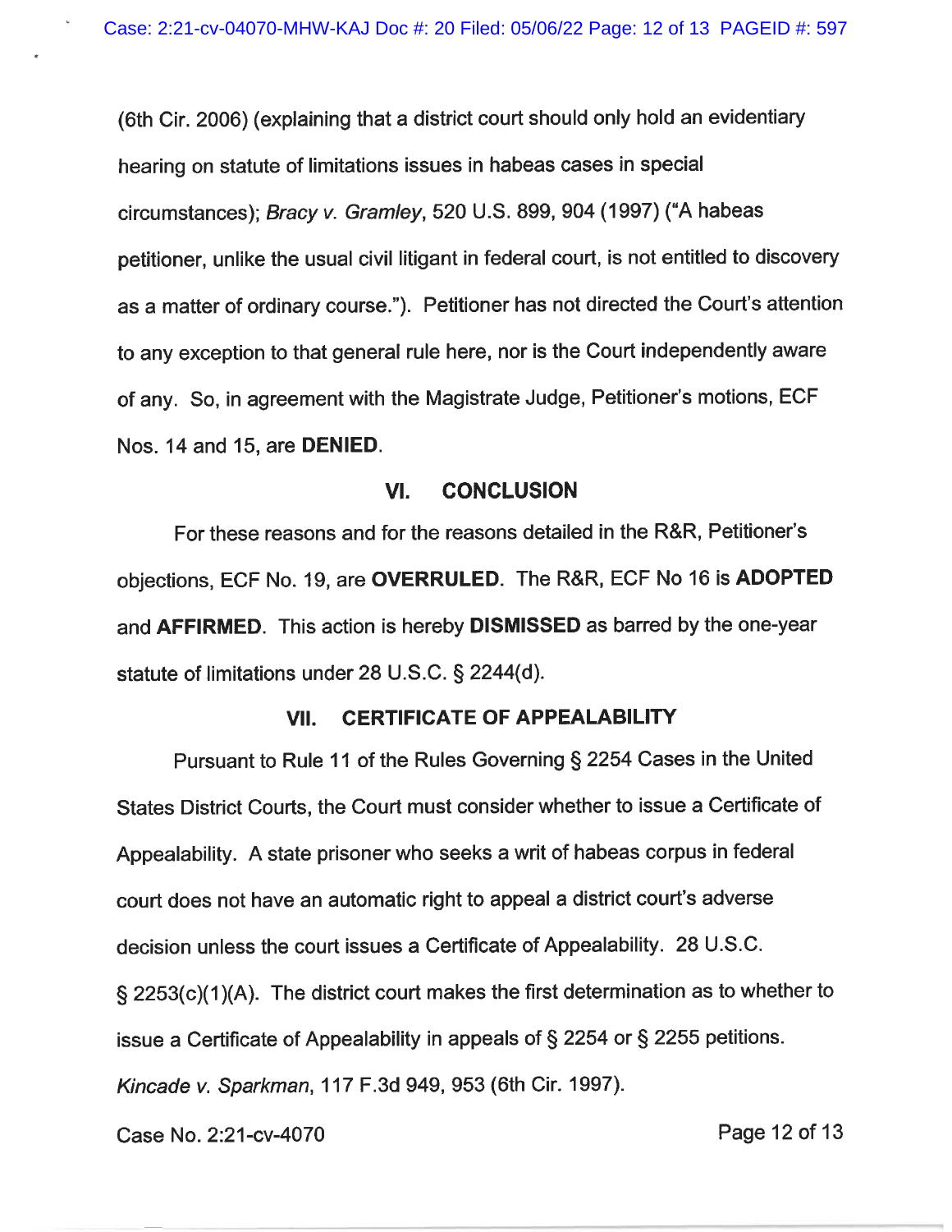(6th Cir. 2006) (explaining that a district court should only hold an evidentiary hearing on statute of limitations issues in habeas cases in special circumstances); *Bracy v. Gramley*, 520 U.S. 899, 904 (1997) ("A habeas petitioner, unlike the usual civil litigant in federal court, is not entitled to discovery as a matter of ordinary course."). Petitioner has not directed the Court's attention to any exception to that general rule here, nor is the Court independently aware of any. So, in agreement with the Magistrate Judge, Petitioner's motions, ECF Nos. 14 and 15, are **DENIED**.

## VI. CONCLUSION

For these reasons and for the reasons detailed in the R&R, Petitioner's objections, ECF No. 19, are **OVERRULED**. The R&R, ECF No 16 is **ADOPTED** and **AFFIRMED**. This action is hereby **DISMISSED** as barred by the one-year statute of limitations under 28 U.S.C. § 2244(d).

## VII. CERTIFICATE OF APPEALABILITY

Pursuant to Rule 11 of the Rules Governing § 2254 Cases in the United States District Courts, the Court must consider whether to issue a Certificate of Appealability. A state prisoner who seeks a writ of habeas corpus in federal court does not have an automatic right to appeal a district court's adverse decision unless the court issues a Certificate of Appealability. 28 U.S.C. § 2253(c)(1)(A). The district court makes the first determination as to whether to issue a Certificate of Appealability in appeals of § 2254 or § 2255 petitions. *Kincade v. Sparkman*, 117 F.3d 949, 953 (6th Cir. 1997).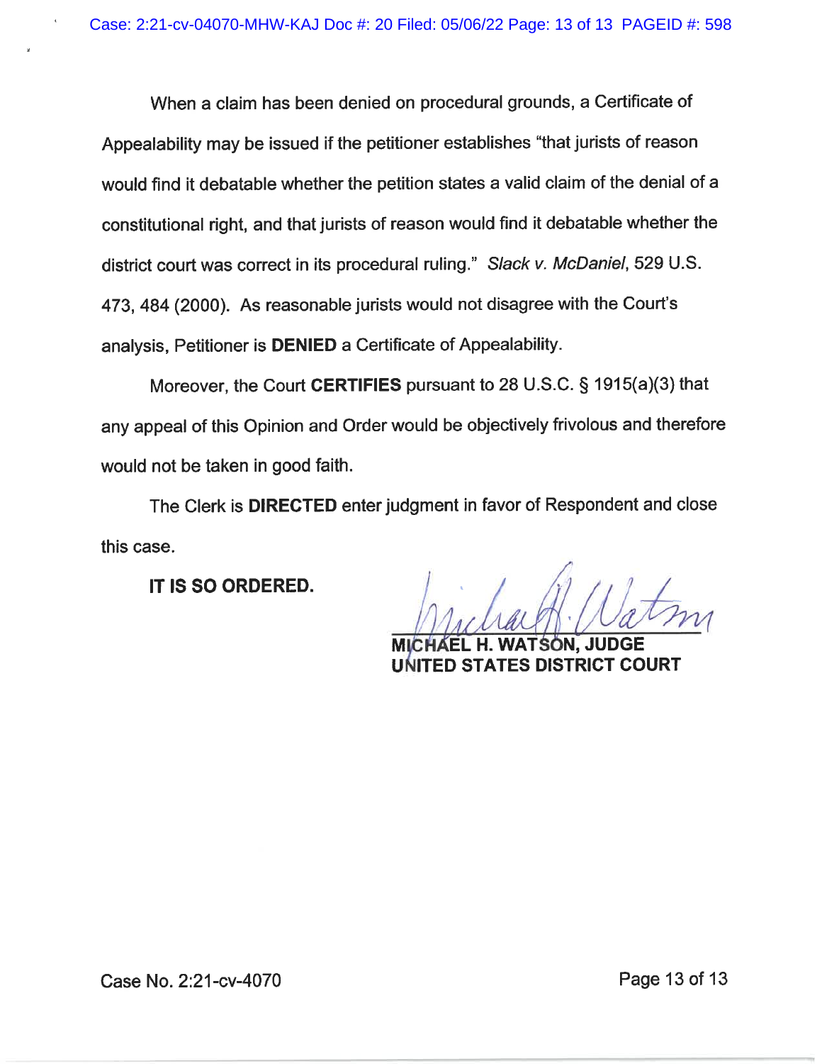When a claim has been denied on procedural grounds, a Certificate of Appealability may be issued if the petitioner establishes "that jurists of reason would find it debatable whether the petition states a valid claim of the denial of a constitutional right, and that jurists of reason would find it debatable whether the district court was correct in its procedural ruling." *Slack v. McDaniel*, 529 U.S. 473, 484 (2000). As reasonable jurists would not disagree with the Court's analysis, Petitioner is **DENIED** a Certificate of Appealability.

Moreover, the Court **CERTIFIES** pursuant to 28 U.S.C. § 1915(a)(3) that any appeal of this Opinion and Order would be objectively frivolous and therefore would not be taken in good faith.

The Clerk is **DIRECTED** enter judgment in favor of Respondent and close this case.

**IT IS SO ORDERED.**

**MICHAEL H. WATSON, JUDGE**
**UNITED STATES DISTRICT COURT**

Case No. 2:21-cv-4070